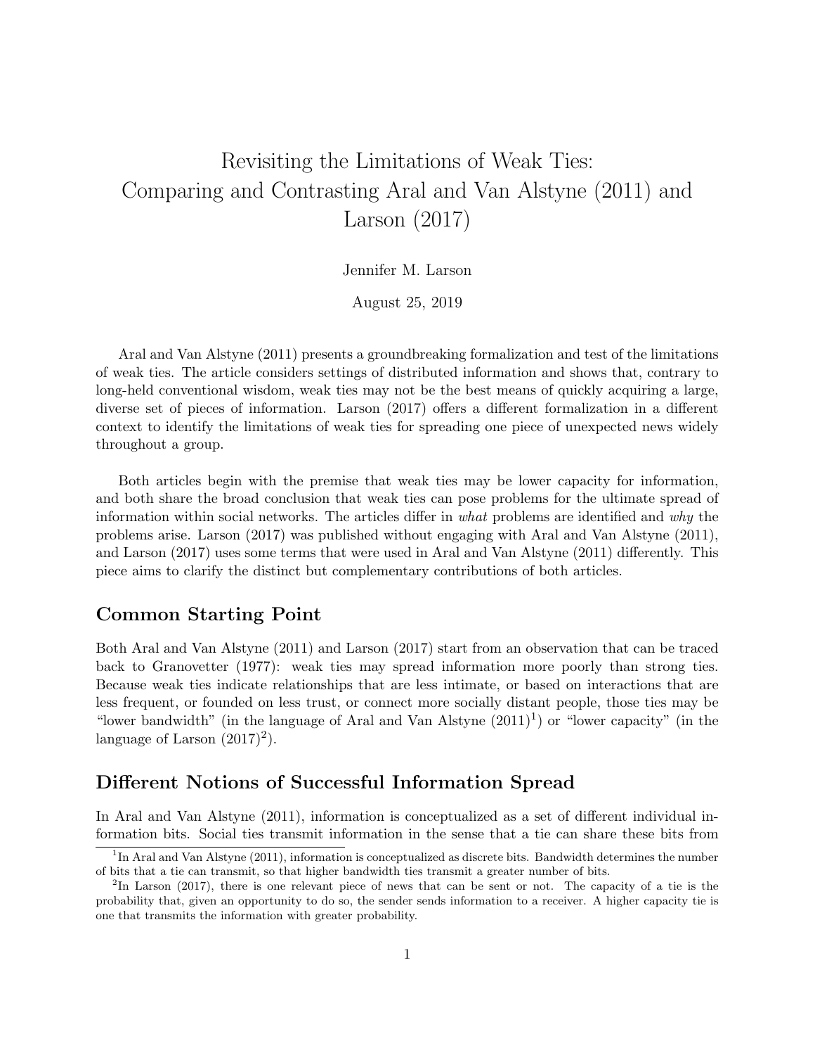# Revisiting the Limitations of Weak Ties: Comparing and Contrasting Aral and Van Alstyne (2011) and Larson (2017)

Jennifer M. Larson

August 25, 2019

Aral and Van Alstyne (2011) presents a groundbreaking formalization and test of the limitations of weak ties. The article considers settings of distributed information and shows that, contrary to long-held conventional wisdom, weak ties may not be the best means of quickly acquiring a large, diverse set of pieces of information. Larson (2017) offers a different formalization in a different context to identify the limitations of weak ties for spreading one piece of unexpected news widely throughout a group.

Both articles begin with the premise that weak ties may be lower capacity for information, and both share the broad conclusion that weak ties can pose problems for the ultimate spread of information within social networks. The articles differ in *what* problems are identified and *why* the problems arise. Larson (2017) was published without engaging with Aral and Van Alstyne (2011), and Larson (2017) uses some terms that were used in Aral and Van Alstyne (2011) differently. This piece aims to clarify the distinct but complementary contributions of both articles.

## Common Starting Point

Both Aral and Van Alstyne (2011) and Larson (2017) start from an observation that can be traced back to Granovetter (1977): weak ties may spread information more poorly than strong ties. Because weak ties indicate relationships that are less intimate, or based on interactions that are less frequent, or founded on less trust, or connect more socially distant people, those ties may be "lower bandwidth" (in the language of Aral and Van Alstyne (2011)[1]) or "lower capacity" (in the language of Larson (2017)[2]).

## Different Notions of Successful Information Spread

In Aral and Van Alstyne (2011), information is conceptualized as a set of different individual information bits. Social ties transmit information in the sense that a tie can share these bits from

[1] In Aral and Van Alstyne (2011), information is conceptualized as discrete bits. Bandwidth determines the number of bits that a tie can transmit, so that higher bandwidth ties transmit a greater number of bits.

[2] In Larson (2017), there is one relevant piece of news that can be sent or not. The capacity of a tie is the probability that, given an opportunity to do so, the sender sends information to a receiver. A higher capacity tie is one that transmits the information with greater probability.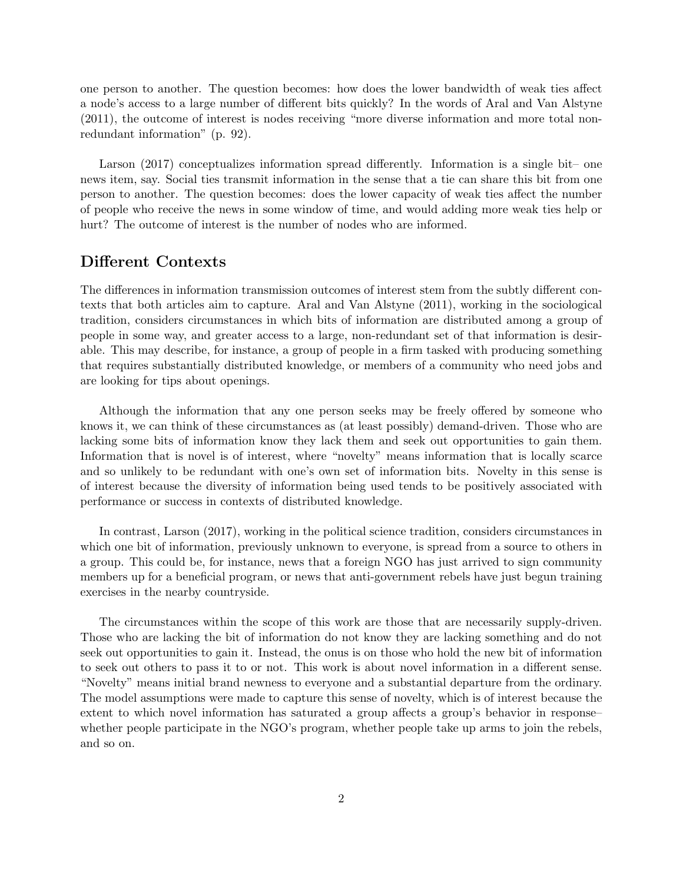one person to another. The question becomes: how does the lower bandwidth of weak ties affect a node's access to a large number of different bits quickly? In the words of Aral and Van Alstyne (2011), the outcome of interest is nodes receiving "more diverse information and more total non-redundant information" (p. 92).

Larson (2017) conceptualizes information spread differently. Information is a single bit– one news item, say. Social ties transmit information in the sense that a tie can share this bit from one person to another. The question becomes: does the lower capacity of weak ties affect the number of people who receive the news in some window of time, and would adding more weak ties help or hurt? The outcome of interest is the number of nodes who are informed.

## Different Contexts

The differences in information transmission outcomes of interest stem from the subtly different contexts that both articles aim to capture. Aral and Van Alstyne (2011), working in the sociological tradition, considers circumstances in which bits of information are distributed among a group of people in some way, and greater access to a large, non-redundant set of that information is desirable. This may describe, for instance, a group of people in a firm tasked with producing something that requires substantially distributed knowledge, or members of a community who need jobs and are looking for tips about openings.

Although the information that any one person seeks may be freely offered by someone who knows it, we can think of these circumstances as (at least possibly) demand-driven. Those who are lacking some bits of information know they lack them and seek out opportunities to gain them. Information that is novel is of interest, where "novelty" means information that is locally scarce and so unlikely to be redundant with one's own set of information bits. Novelty in this sense is of interest because the diversity of information being used tends to be positively associated with performance or success in contexts of distributed knowledge.

In contrast, Larson (2017), working in the political science tradition, considers circumstances in which one bit of information, previously unknown to everyone, is spread from a source to others in a group. This could be, for instance, news that a foreign NGO has just arrived to sign community members up for a beneficial program, or news that anti-government rebels have just begun training exercises in the nearby countryside.

The circumstances within the scope of this work are those that are necessarily supply-driven. Those who are lacking the bit of information do not know they are lacking something and do not seek out opportunities to gain it. Instead, the onus is on those who hold the new bit of information to seek out others to pass it to or not. This work is about novel information in a different sense. "Novelty" means initial brand newness to everyone and a substantial departure from the ordinary. The model assumptions were made to capture this sense of novelty, which is of interest because the extent to which novel information has saturated a group affects a group's behavior in response– whether people participate in the NGO's program, whether people take up arms to join the rebels, and so on.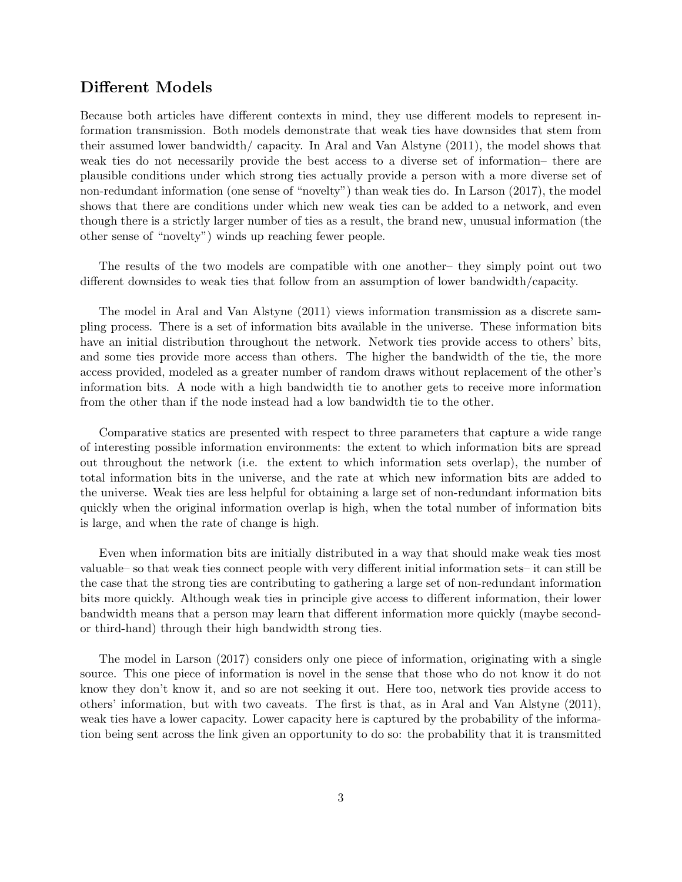## Different Models

Because both articles have different contexts in mind, they use different models to represent information transmission. Both models demonstrate that weak ties have downsides that stem from their assumed lower bandwidth/ capacity. In Aral and Van Alstyne (2011), the model shows that weak ties do not necessarily provide the best access to a diverse set of information– there are plausible conditions under which strong ties actually provide a person with a more diverse set of non-redundant information (one sense of "novelty") than weak ties do. In Larson (2017), the model shows that there are conditions under which new weak ties can be added to a network, and even though there is a strictly larger number of ties as a result, the brand new, unusual information (the other sense of "novelty") winds up reaching fewer people.

The results of the two models are compatible with one another– they simply point out two different downsides to weak ties that follow from an assumption of lower bandwidth/capacity.

The model in Aral and Van Alstyne (2011) views information transmission as a discrete sampling process. There is a set of information bits available in the universe. These information bits have an initial distribution throughout the network. Network ties provide access to others' bits, and some ties provide more access than others. The higher the bandwidth of the tie, the more access provided, modeled as a greater number of random draws without replacement of the other's information bits. A node with a high bandwidth tie to another gets to receive more information from the other than if the node instead had a low bandwidth tie to the other.

Comparative statics are presented with respect to three parameters that capture a wide range of interesting possible information environments: the extent to which information bits are spread out throughout the network (i.e. the extent to which information sets overlap), the number of total information bits in the universe, and the rate at which new information bits are added to the universe. Weak ties are less helpful for obtaining a large set of non-redundant information bits quickly when the original information overlap is high, when the total number of information bits is large, and when the rate of change is high.

Even when information bits are initially distributed in a way that should make weak ties most valuable– so that weak ties connect people with very different initial information sets– it can still be the case that the strong ties are contributing to gathering a large set of non-redundant information bits more quickly. Although weak ties in principle give access to different information, their lower bandwidth means that a person may learn that different information more quickly (maybe second- or third-hand) through their high bandwidth strong ties.

The model in Larson (2017) considers only one piece of information, originating with a single source. This one piece of information is novel in the sense that those who do not know it do not know they don't know it, and so are not seeking it out. Here too, network ties provide access to others' information, but with two caveats. The first is that, as in Aral and Van Alstyne (2011), weak ties have a lower capacity. Lower capacity here is captured by the probability of the information being sent across the link given an opportunity to do so: the probability that it is transmitted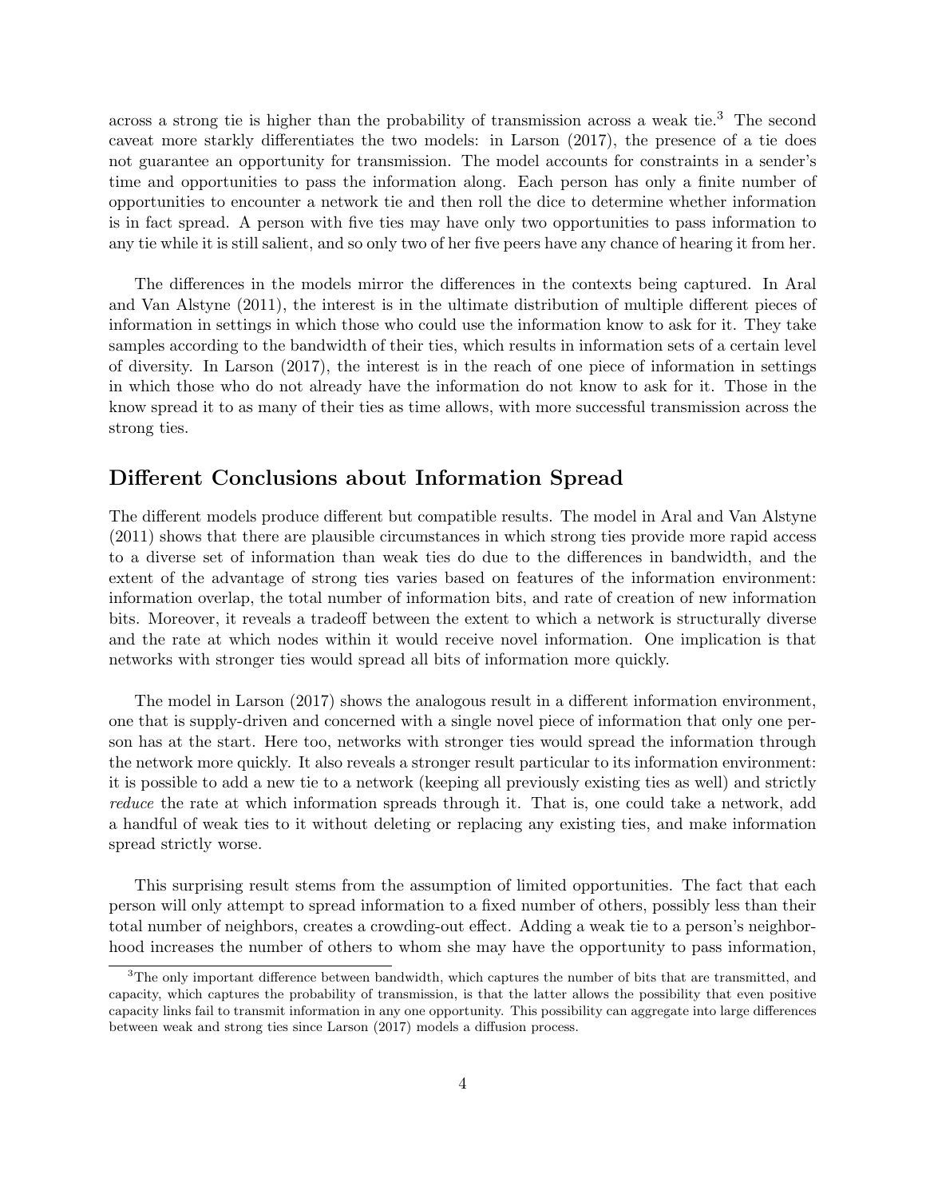across a strong tie is higher than the probability of transmission across a weak tie.[3] The second caveat more starkly differentiates the two models: in Larson (2017), the presence of a tie does not guarantee an opportunity for transmission. The model accounts for constraints in a sender's time and opportunities to pass the information along. Each person has only a finite number of opportunities to encounter a network tie and then roll the dice to determine whether information is in fact spread. A person with five ties may have only two opportunities to pass information to any tie while it is still salient, and so only two of her five peers have any chance of hearing it from her.

The differences in the models mirror the differences in the contexts being captured. In Aral and Van Alstyne (2011), the interest is in the ultimate distribution of multiple different pieces of information in settings in which those who could use the information know to ask for it. They take samples according to the bandwidth of their ties, which results in information sets of a certain level of diversity. In Larson (2017), the interest is in the reach of one piece of information in settings in which those who do not already have the information do not know to ask for it. Those in the know spread it to as many of their ties as time allows, with more successful transmission across the strong ties.

## Different Conclusions about Information Spread

The different models produce different but compatible results. The model in Aral and Van Alstyne (2011) shows that there are plausible circumstances in which strong ties provide more rapid access to a diverse set of information than weak ties do due to the differences in bandwidth, and the extent of the advantage of strong ties varies based on features of the information environment: information overlap, the total number of information bits, and rate of creation of new information bits. Moreover, it reveals a tradeoff between the extent to which a network is structurally diverse and the rate at which nodes within it would receive novel information. One implication is that networks with stronger ties would spread all bits of information more quickly.

The model in Larson (2017) shows the analogous result in a different information environment, one that is supply-driven and concerned with a single novel piece of information that only one person has at the start. Here too, networks with stronger ties would spread the information through the network more quickly. It also reveals a stronger result particular to its information environment: it is possible to add a new tie to a network (keeping all previously existing ties as well) and strictly *reduce* the rate at which information spreads through it. That is, one could take a network, add a handful of weak ties to it without deleting or replacing any existing ties, and make information spread strictly worse.

This surprising result stems from the assumption of limited opportunities. The fact that each person will only attempt to spread information to a fixed number of others, possibly less than their total number of neighbors, creates a crowding-out effect. Adding a weak tie to a person's neighborhood increases the number of others to whom she may have the opportunity to pass information,

[3] The only important difference between bandwidth, which captures the number of bits that are transmitted, and capacity, which captures the probability of transmission, is that the latter allows the possibility that even positive capacity links fail to transmit information in any one opportunity. This possibility can aggregate into large differences between weak and strong ties since Larson (2017) models a diffusion process.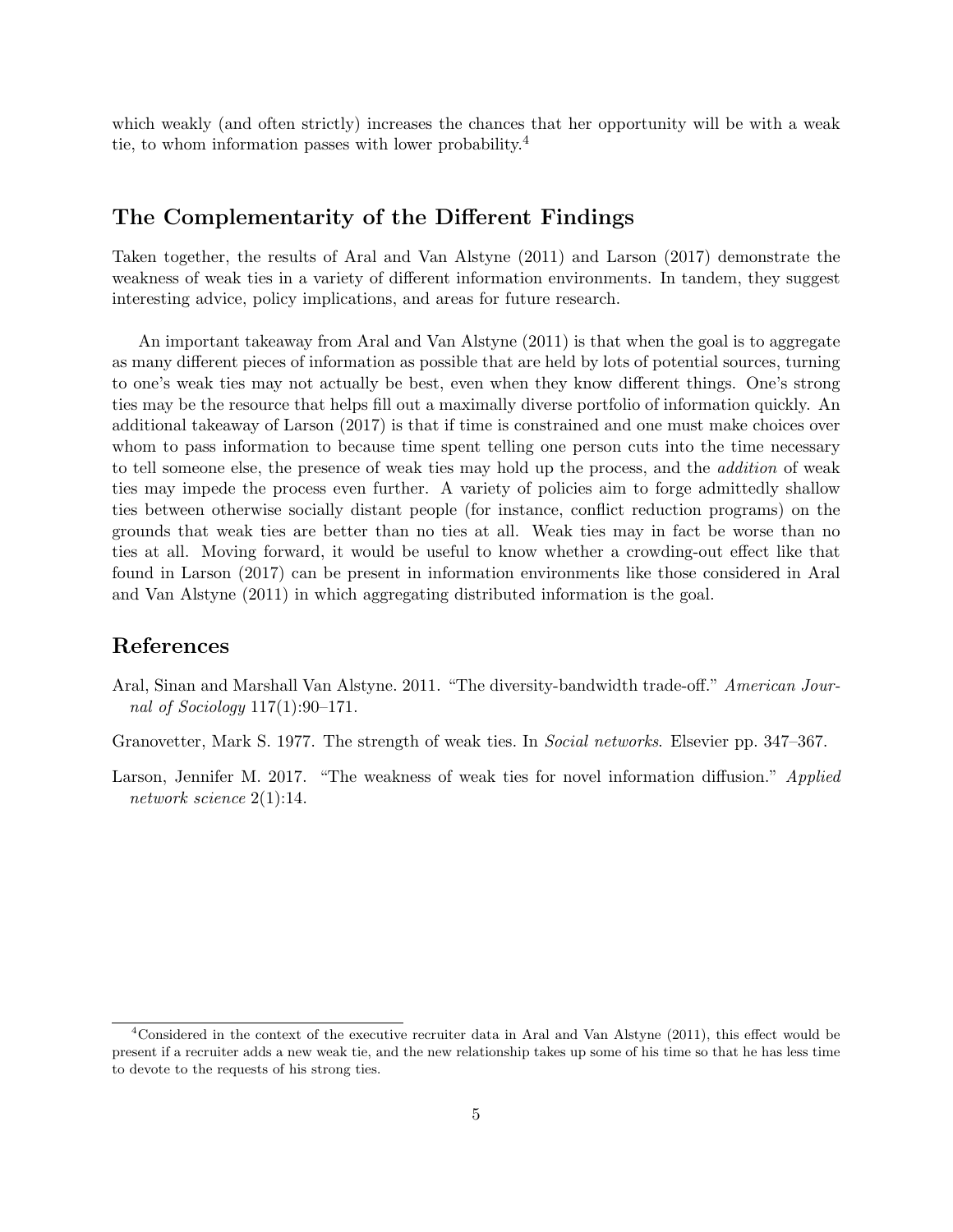which weakly (and often strictly) increases the chances that her opportunity will be with a weak tie, to whom information passes with lower probability.[4]

## The Complementarity of the Different Findings

Taken together, the results of Aral and Van Alstyne (2011) and Larson (2017) demonstrate the weakness of weak ties in a variety of different information environments. In tandem, they suggest interesting advice, policy implications, and areas for future research.

An important takeaway from Aral and Van Alstyne (2011) is that when the goal is to aggregate as many different pieces of information as possible that are held by lots of potential sources, turning to one's weak ties may not actually be best, even when they know different things. One's strong ties may be the resource that helps fill out a maximally diverse portfolio of information quickly. An additional takeaway of Larson (2017) is that if time is constrained and one must make choices over whom to pass information to because time spent telling one person cuts into the time necessary to tell someone else, the presence of weak ties may hold up the process, and the *addition* of weak ties may impede the process even further. A variety of policies aim to forge admittedly shallow ties between otherwise socially distant people (for instance, conflict reduction programs) on the grounds that weak ties are better than no ties at all. Weak ties may in fact be worse than no ties at all. Moving forward, it would be useful to know whether a crowding-out effect like that found in Larson (2017) can be present in information environments like those considered in Aral and Van Alstyne (2011) in which aggregating distributed information is the goal.

## References

Aral, Sinan and Marshall Van Alstyne. 2011. "The diversity-bandwidth trade-off." *American Journal of Sociology* 117(1):90–171.

Granovetter, Mark S. 1977. The strength of weak ties. In *Social networks*. Elsevier pp. 347–367.

Larson, Jennifer M. 2017. "The weakness of weak ties for novel information diffusion." *Applied network science* 2(1):14.

[4] Considered in the context of the executive recruiter data in Aral and Van Alstyne (2011), this effect would be present if a recruiter adds a new weak tie, and the new relationship takes up some of his time so that he has less time to devote to the requests of his strong ties.